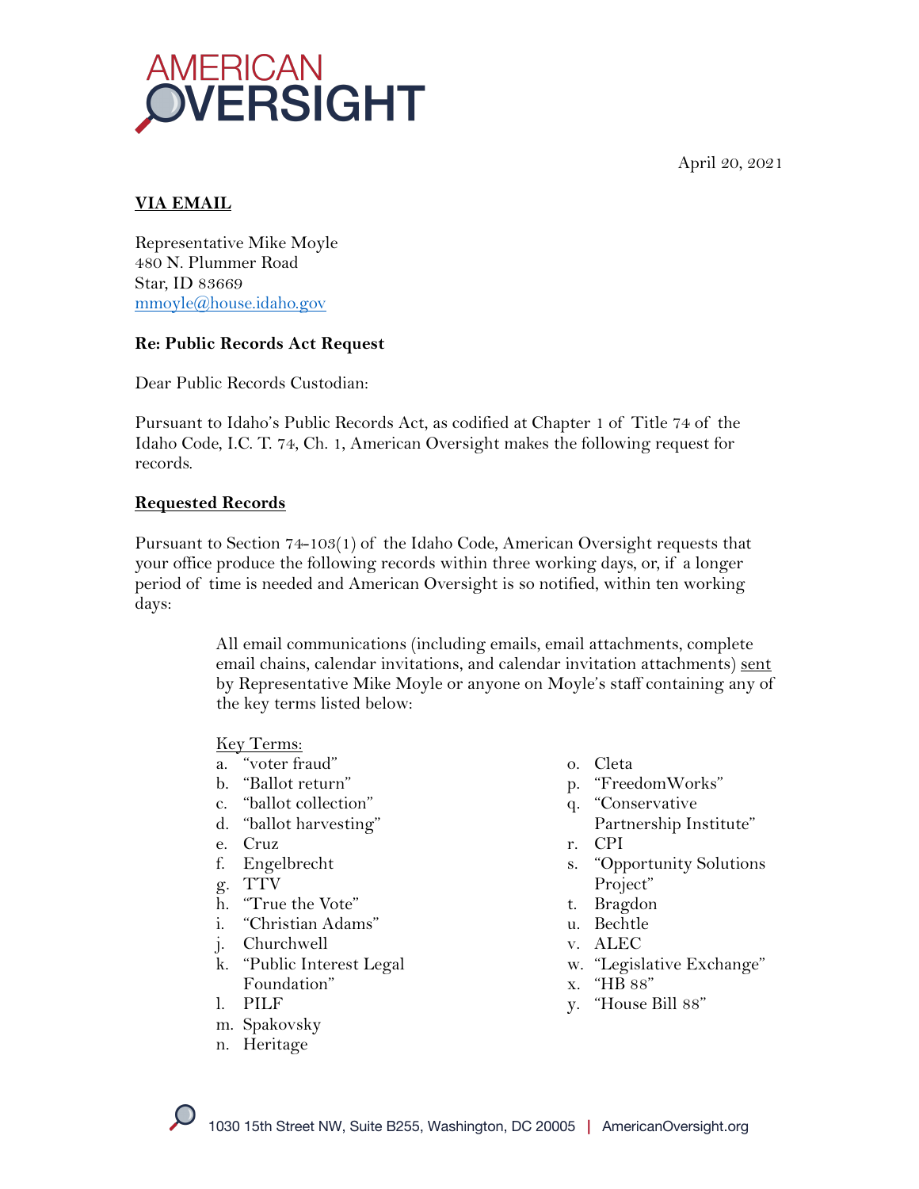AMERICAN OVERSIGHT

April 20, 2021

**VIA EMAIL**

Representative Mike Moyle
480 N. Plummer Road
Star, ID 83669
mmoyle@house.idaho.gov

**Re: Public Records Act Request**

Dear Public Records Custodian:

Pursuant to Idaho's Public Records Act, as codified at Chapter 1 of Title 74 of the Idaho Code, I.C. T. 74, Ch. 1, American Oversight makes the following request for records.

**Requested Records**

Pursuant to Section 74-103(1) of the Idaho Code, American Oversight requests that your office produce the following records within three working days, or, if a longer period of time is needed and American Oversight is so notified, within ten working days:

> All email communications (including emails, email attachments, complete email chains, calendar invitations, and calendar invitation attachments) sent by Representative Mike Moyle or anyone on Moyle's staff containing any of the key terms listed below:
>
> Key Terms:
>
> a. "voter fraud"
> b. "Ballot return"
> c. "ballot collection"
> d. "ballot harvesting"
> e. Cruz
> f. Engelbrecht
> g. TTV
> h. "True the Vote"
> i. "Christian Adams"
> j. Churchwell
> k. "Public Interest Legal Foundation"
> l. PILF
> m. Spakovsky
> n. Heritage
> o. Cleta
> p. "FreedomWorks"
> q. "Conservative Partnership Institute"
> r. CPI
> s. "Opportunity Solutions Project"
> t. Bragdon
> u. Bechtle
> v. ALEC
> w. "Legislative Exchange"
> x. "HB 88"
> y. "House Bill 88"

1030 15th Street NW, Suite B255, Washington, DC 20005 | AmericanOversight.org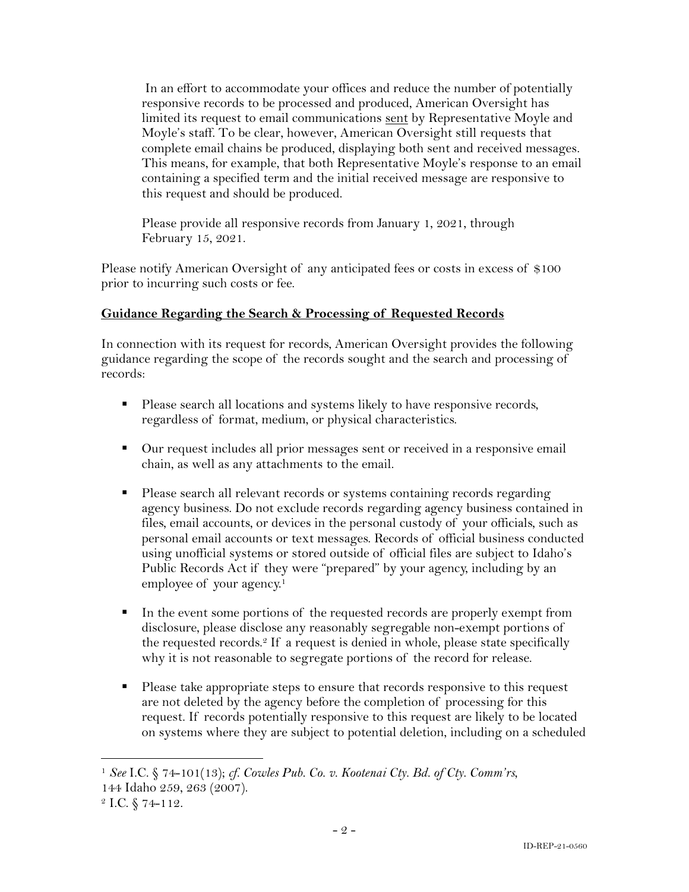In an effort to accommodate your offices and reduce the number of potentially responsive records to be processed and produced, American Oversight has limited its request to email communications sent by Representative Moyle and Moyle's staff. To be clear, however, American Oversight still requests that complete email chains be produced, displaying both sent and received messages. This means, for example, that both Representative Moyle's response to an email containing a specified term and the initial received message are responsive to this request and should be produced.

Please provide all responsive records from January 1, 2021, through February 15, 2021.

Please notify American Oversight of any anticipated fees or costs in excess of $100 prior to incurring such costs or fee.

**Guidance Regarding the Search & Processing of Requested Records**

In connection with its request for records, American Oversight provides the following guidance regarding the scope of the records sought and the search and processing of records:

- Please search all locations and systems likely to have responsive records, regardless of format, medium, or physical characteristics.

- Our request includes all prior messages sent or received in a responsive email chain, as well as any attachments to the email.

- Please search all relevant records or systems containing records regarding agency business. Do not exclude records regarding agency business contained in files, email accounts, or devices in the personal custody of your officials, such as personal email accounts or text messages. Records of official business conducted using unofficial systems or stored outside of official files are subject to Idaho's Public Records Act if they were "prepared" by your agency, including by an employee of your agency.[1]

- In the event some portions of the requested records are properly exempt from disclosure, please disclose any reasonably segregable non-exempt portions of the requested records.[2] If a request is denied in whole, please state specifically why it is not reasonable to segregate portions of the record for release.

- Please take appropriate steps to ensure that records responsive to this request are not deleted by the agency before the completion of processing for this request. If records potentially responsive to this request are likely to be located on systems where they are subject to potential deletion, including on a scheduled

[1] *See* I.C. § 74-101(13); *cf. Cowles Pub. Co. v. Kootenai Cty. Bd. of Cty. Comm'rs*, 144 Idaho 259, 263 (2007).

[2] I.C. § 74-112.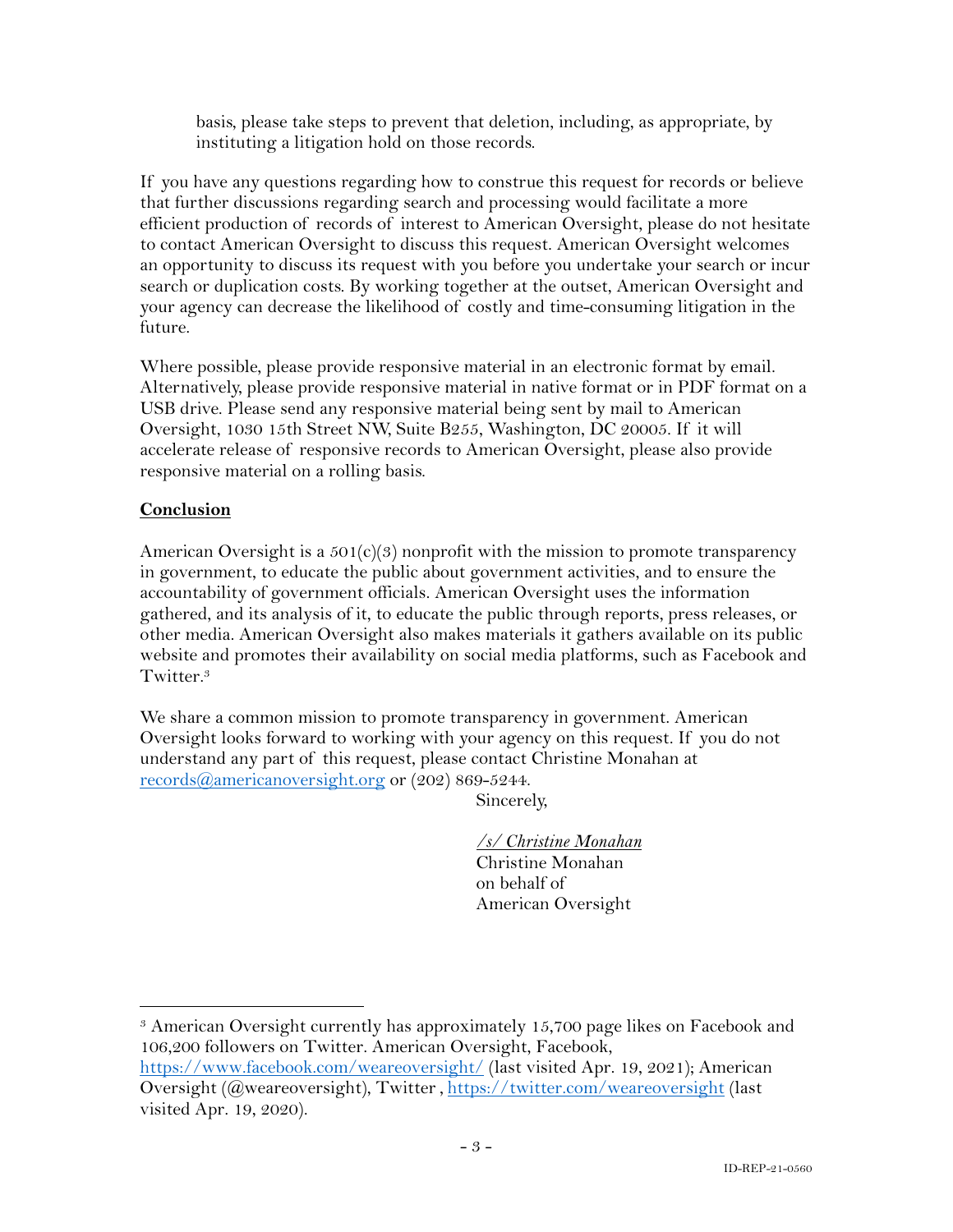basis, please take steps to prevent that deletion, including, as appropriate, by instituting a litigation hold on those records.

If you have any questions regarding how to construe this request for records or believe that further discussions regarding search and processing would facilitate a more efficient production of records of interest to American Oversight, please do not hesitate to contact American Oversight to discuss this request. American Oversight welcomes an opportunity to discuss its request with you before you undertake your search or incur search or duplication costs. By working together at the outset, American Oversight and your agency can decrease the likelihood of costly and time-consuming litigation in the future.

Where possible, please provide responsive material in an electronic format by email. Alternatively, please provide responsive material in native format or in PDF format on a USB drive. Please send any responsive material being sent by mail to American Oversight, 1030 15th Street NW, Suite B255, Washington, DC 20005. If it will accelerate release of responsive records to American Oversight, please also provide responsive material on a rolling basis.

## Conclusion

American Oversight is a 501(c)(3) nonprofit with the mission to promote transparency in government, to educate the public about government activities, and to ensure the accountability of government officials. American Oversight uses the information gathered, and its analysis of it, to educate the public through reports, press releases, or other media. American Oversight also makes materials it gathers available on its public website and promotes their availability on social media platforms, such as Facebook and Twitter.[3]

We share a common mission to promote transparency in government. American Oversight looks forward to working with your agency on this request. If you do not understand any part of this request, please contact Christine Monahan at records@americanoversight.org or (202) 869-5244.

Sincerely,

*/s/ Christine Monahan*
Christine Monahan
on behalf of
American Oversight

---

[3] American Oversight currently has approximately 15,700 page likes on Facebook and 106,200 followers on Twitter. American Oversight, Facebook, https://www.facebook.com/weareoversight/ (last visited Apr. 19, 2021); American Oversight (@weareoversight), Twitter , https://twitter.com/weareoversight (last visited Apr. 19, 2020).

ID-REP-21-0560